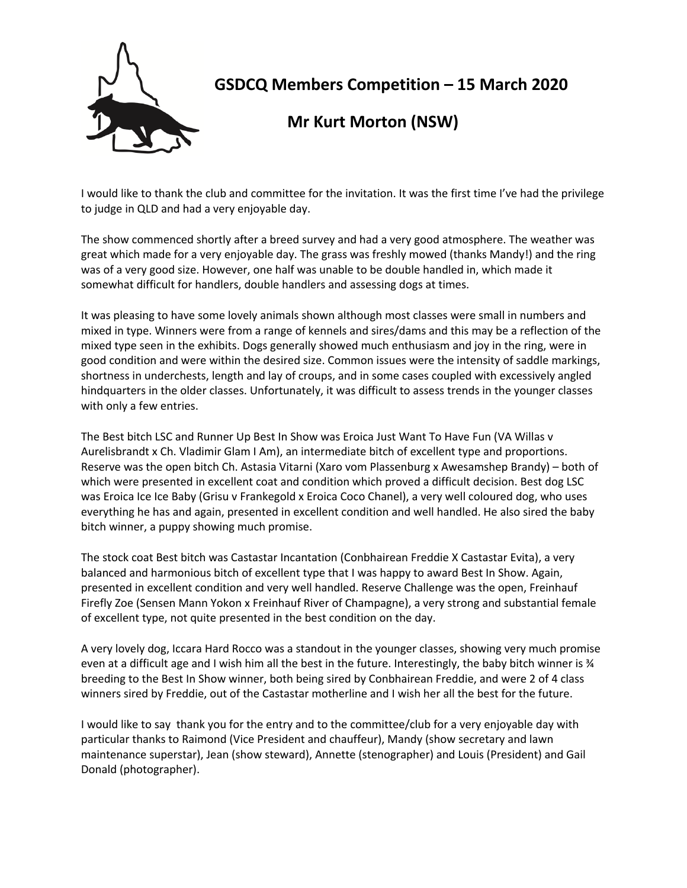# GSDCQ Members Competition – 15 March 2020

## Mr Kurt Morton (NSW)

I would like to thank the club and committee for the invitation. It was the first time I've had the privilege to judge in QLD and had a very enjoyable day.

The show commenced shortly after a breed survey and had a very good atmosphere. The weather was great which made for a very enjoyable day. The grass was freshly mowed (thanks Mandy!) and the ring was of a very good size. However, one half was unable to be double handled in, which made it somewhat difficult for handlers, double handlers and assessing dogs at times.

It was pleasing to have some lovely animals shown although most classes were small in numbers and mixed in type. Winners were from a range of kennels and sires/dams and this may be a reflection of the mixed type seen in the exhibits. Dogs generally showed much enthusiasm and joy in the ring, were in good condition and were within the desired size. Common issues were the intensity of saddle markings, shortness in underchests, length and lay of croups, and in some cases coupled with excessively angled hindquarters in the older classes. Unfortunately, it was difficult to assess trends in the younger classes with only a few entries.

The Best bitch LSC and Runner Up Best In Show was Eroica Just Want To Have Fun (VA Willas v Aurelisbrandt x Ch. Vladimir Glam I Am), an intermediate bitch of excellent type and proportions. Reserve was the open bitch Ch. Astasia Vitarni (Xaro vom Plassenburg x Awesamshep Brandy) – both of which were presented in excellent coat and condition which proved a difficult decision. Best dog LSC was Eroica Ice Ice Baby (Grisu v Frankegold x Eroica Coco Chanel), a very well coloured dog, who uses everything he has and again, presented in excellent condition and well handled. He also sired the baby bitch winner, a puppy showing much promise.

The stock coat Best bitch was Castastar Incantation (Conbhairean Freddie X Castastar Evita), a very balanced and harmonious bitch of excellent type that I was happy to award Best In Show. Again, presented in excellent condition and very well handled. Reserve Challenge was the open, Freinhauf Firefly Zoe (Sensen Mann Yokon x Freinhauf River of Champagne), a very strong and substantial female of excellent type, not quite presented in the best condition on the day.

A very lovely dog, Iccara Hard Rocco was a standout in the younger classes, showing very much promise even at a difficult age and I wish him all the best in the future. Interestingly, the baby bitch winner is ¾ breeding to the Best In Show winner, both being sired by Conbhairean Freddie, and were 2 of 4 class winners sired by Freddie, out of the Castastar motherline and I wish her all the best for the future.

I would like to say thank you for the entry and to the committee/club for a very enjoyable day with particular thanks to Raimond (Vice President and chauffeur), Mandy (show secretary and lawn maintenance superstar), Jean (show steward), Annette (stenographer) and Louis (President) and Gail Donald (photographer).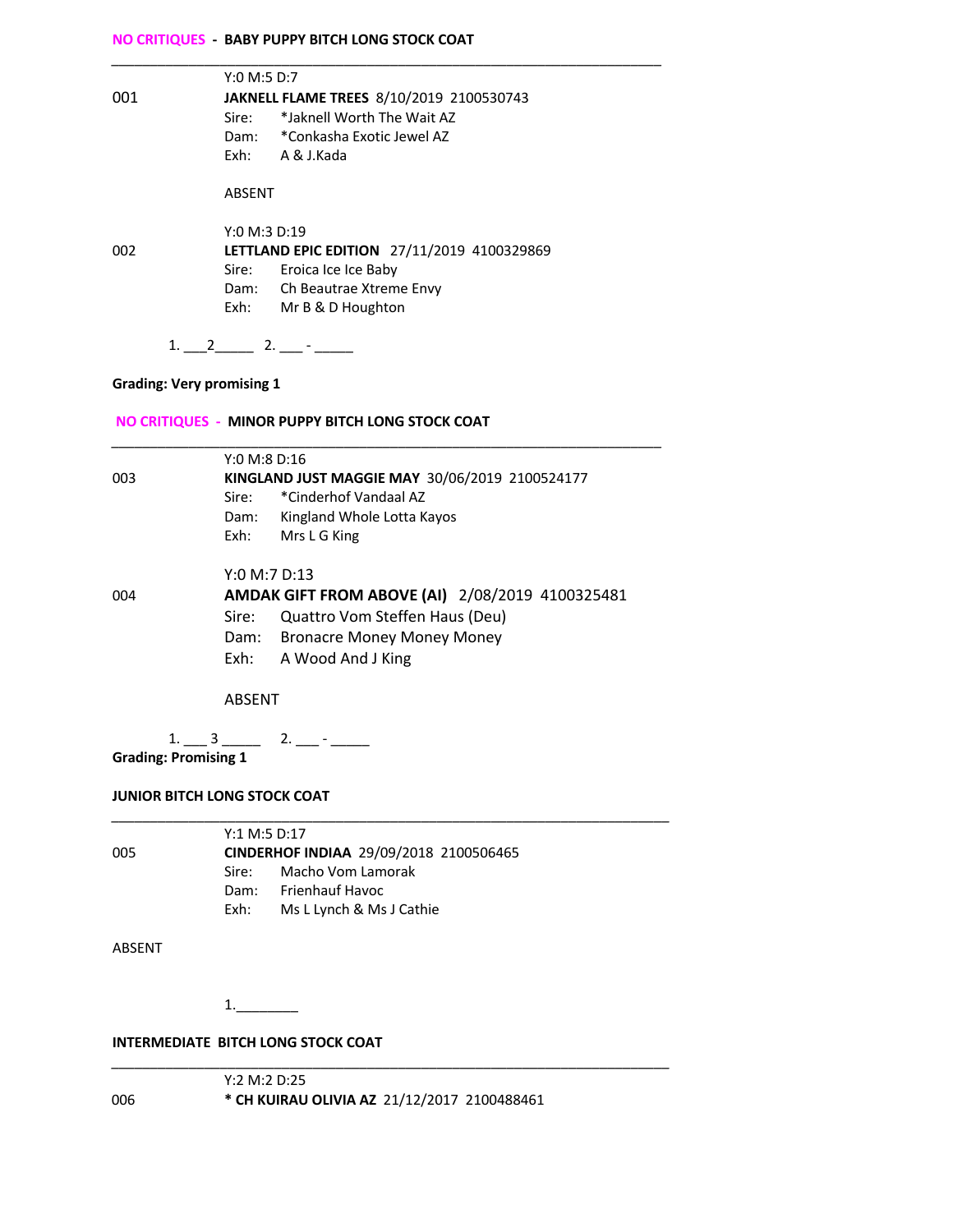**NO CRITIQUES - BABY PUPPY BITCH LONG STOCK COAT**

---

Y:0 M:5 D:7

001 **JAKNELL FLAME TREES** 8/10/2019 2100530743
Sire: *Jaknell Worth The Wait AZ
Dam: *Conkasha Exotic Jewel AZ
Exh: A & J.Kada

ABSENT

Y:0 M:3 D:19

002 **LETTLAND EPIC EDITION** 27/11/2019 4100329869
Sire: Eroica Ice Ice Baby
Dam: Ch Beautrae Xtreme Envy
Exh: Mr B & D Houghton

1. ___2_____ 2. ___ - _____

**Grading: Very promising 1**

**NO CRITIQUES - MINOR PUPPY BITCH LONG STOCK COAT**

---

Y:0 M:8 D:16

003 **KINGLAND JUST MAGGIE MAY** 30/06/2019 2100524177
Sire: *Cinderhof Vandaal AZ
Dam: Kingland Whole Lotta Kayos
Exh: Mrs L G King

Y:0 M:7 D:13

004 **AMDAK GIFT FROM ABOVE (AI)** 2/08/2019 4100325481
Sire: Quattro Vom Steffen Haus (Deu)
Dam: Bronacre Money Money Money
Exh: A Wood And J King

ABSENT

1. ___ 3 _____ 2. ___ - _____

**Grading: Promising 1**

**JUNIOR BITCH LONG STOCK COAT**

---

Y:1 M:5 D:17

005 **CINDERHOF INDIAA** 29/09/2018 2100506465
Sire: Macho Vom Lamorak
Dam: Frienhauf Havoc
Exh: Ms L Lynch & Ms J Cathie

ABSENT

1.________

**INTERMEDIATE BITCH LONG STOCK COAT**

---

Y:2 M:2 D:25

006 *** CH KUIRAU OLIVIA AZ** 21/12/2017 2100488461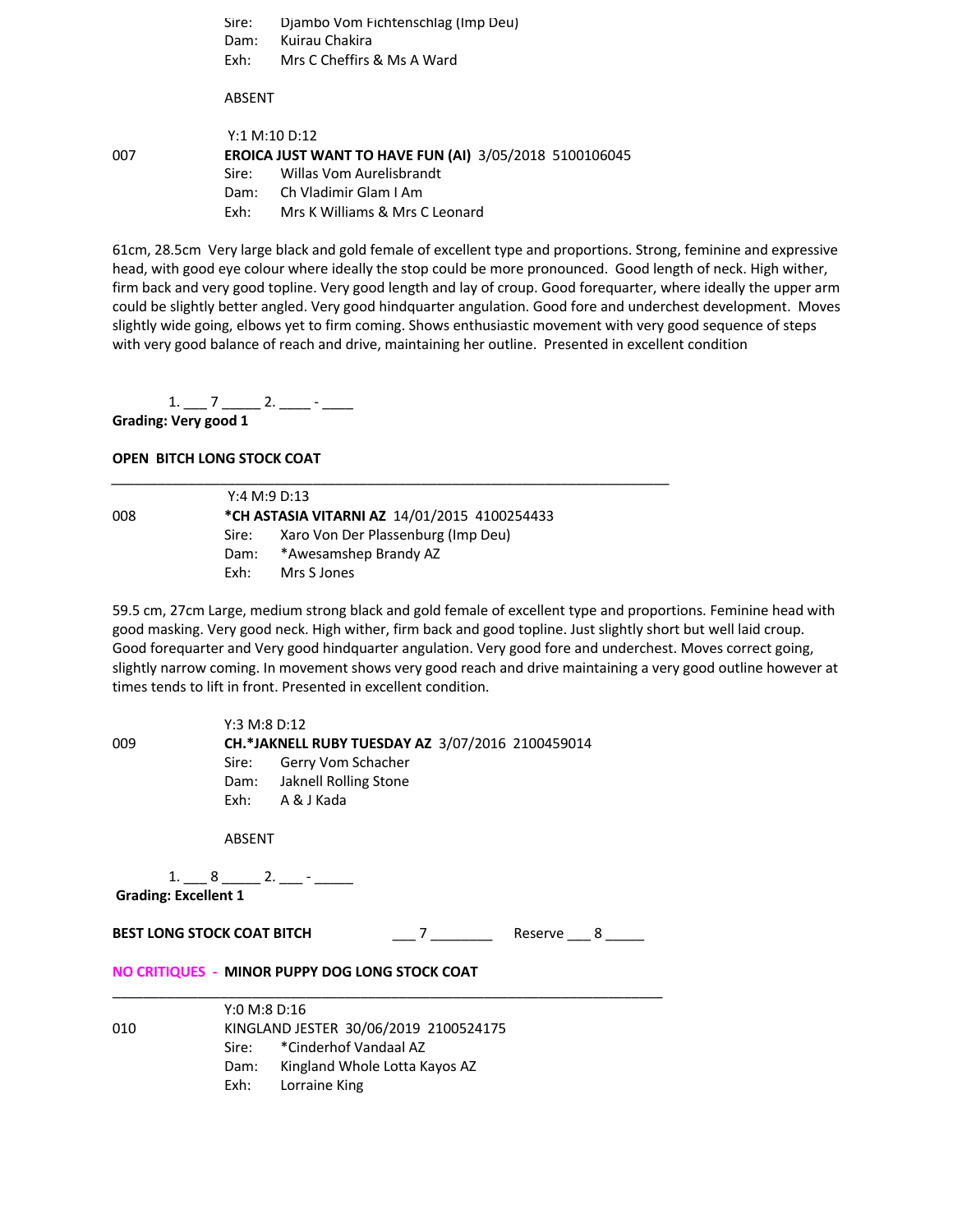Sire: Djambo Vom Fichtenschlag (Imp Deu)
Dam: Kuirau Chakira
Exh: Mrs C Cheffirs & Ms A Ward

ABSENT

Y:1 M:10 D:12

007 **EROICA JUST WANT TO HAVE FUN (AI)** 3/05/2018 5100106045
Sire: Willas Vom Aurelisbrandt
Dam: Ch Vladimir Glam I Am
Exh: Mrs K Williams & Mrs C Leonard

61cm, 28.5cm Very large black and gold female of excellent type and proportions. Strong, feminine and expressive head, with good eye colour where ideally the stop could be more pronounced. Good length of neck. High wither, firm back and very good topline. Very good length and lay of croup. Good forequarter, where ideally the upper arm could be slightly better angled. Very good hindquarter angulation. Good fore and underchest development. Moves slightly wide going, elbows yet to firm coming. Shows enthusiastic movement with very good sequence of steps with very good balance of reach and drive, maintaining her outline. Presented in excellent condition

1. ___ 7 _____ 2. ____ - ____

**Grading: Very good 1**

**OPEN BITCH LONG STOCK COAT**

---

Y:4 M:9 D:13

008 ***CH ASTASIA VITARNI AZ** 14/01/2015 4100254433
Sire: Xaro Von Der Plassenburg (Imp Deu)
Dam: *Awesamshep Brandy AZ
Exh: Mrs S Jones

59.5 cm, 27cm Large, medium strong black and gold female of excellent type and proportions. Feminine head with good masking. Very good neck. High wither, firm back and good topline. Just slightly short but well laid croup. Good forequarter and Very good hindquarter angulation. Very good fore and underchest. Moves correct going, slightly narrow coming. In movement shows very good reach and drive maintaining a very good outline however at times tends to lift in front. Presented in excellent condition.

Y:3 M:8 D:12

009 **CH.*JAKNELL RUBY TUESDAY AZ** 3/07/2016 2100459014
Sire: Gerry Vom Schacher
Dam: Jaknell Rolling Stone
Exh: A & J Kada

ABSENT

1. ___ 8 _____ 2. ___ - _____

**Grading: Excellent 1**

**BEST LONG STOCK COAT BITCH** ___ 7 ________ Reserve ___ 8 _____

**NO CRITIQUES - MINOR PUPPY DOG LONG STOCK COAT**

---

Y:0 M:8 D:16

010 KINGLAND JESTER 30/06/2019 2100524175
Sire: *Cinderhof Vandaal AZ
Dam: Kingland Whole Lotta Kayos AZ
Exh: Lorraine King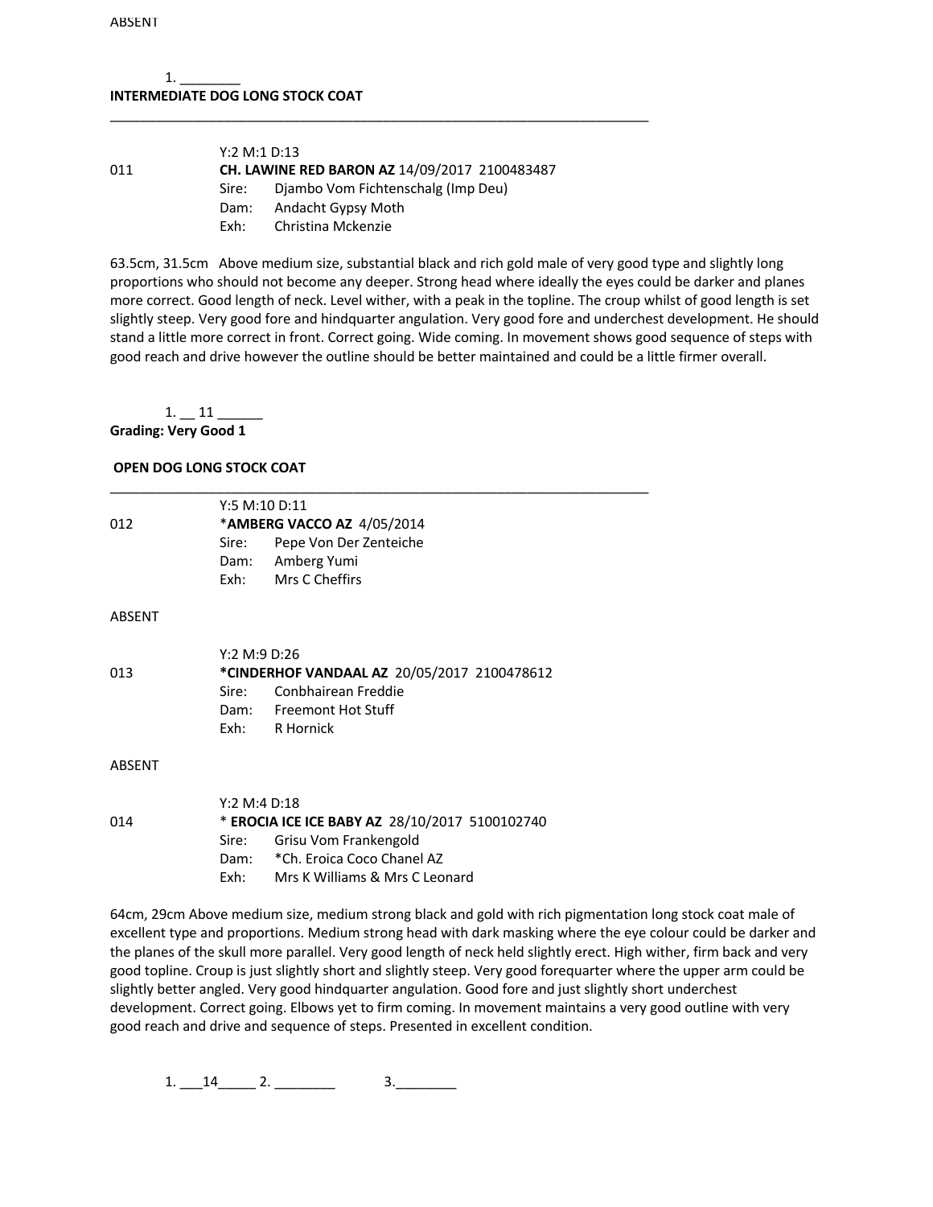ABSENT

1. ________

**INTERMEDIATE DOG LONG STOCK COAT**

___________________________________________________________________________

Y:2 M:1 D:13

011 **CH. LAWINE RED BARON AZ** 14/09/2017 2100483487

Sire: Djambo Vom Fichtenschalg (Imp Deu)

Dam: Andacht Gypsy Moth

Exh: Christina Mckenzie

63.5cm, 31.5cm Above medium size, substantial black and rich gold male of very good type and slightly long proportions who should not become any deeper. Strong head where ideally the eyes could be darker and planes more correct. Good length of neck. Level wither, with a peak in the topline. The croup whilst of good length is set slightly steep. Very good fore and hindquarter angulation. Very good fore and underchest development. He should stand a little more correct in front. Correct going. Wide coming. In movement shows good sequence of steps with good reach and drive however the outline should be better maintained and could be a little firmer overall.

1. __ 11 ______

**Grading: Very Good 1**

**OPEN DOG LONG STOCK COAT**

___________________________________________________________________________

Y:5 M:10 D:11

012 ***AMBERG VACCO AZ** 4/05/2014

Sire: Pepe Von Der Zenteiche

Dam: Amberg Yumi

Exh: Mrs C Cheffirs

ABSENT

Y:2 M:9 D:26

013 ***CINDERHOF VANDAAL AZ** 20/05/2017 2100478612

Sire: Conbhairean Freddie

Dam: Freemont Hot Stuff

Exh: R Hornick

ABSENT

Y:2 M:4 D:18

014 * **EROCIA ICE ICE BABY AZ** 28/10/2017 5100102740

Sire: Grisu Vom Frankengold

Dam: *Ch. Eroica Coco Chanel AZ

Exh: Mrs K Williams & Mrs C Leonard

64cm, 29cm Above medium size, medium strong black and gold with rich pigmentation long stock coat male of excellent type and proportions. Medium strong head with dark masking where the eye colour could be darker and the planes of the skull more parallel. Very good length of neck held slightly erect. High wither, firm back and very good topline. Croup is just slightly short and slightly steep. Very good forequarter where the upper arm could be slightly better angled. Very good hindquarter angulation. Good fore and just slightly short underchest development. Correct going. Elbows yet to firm coming. In movement maintains a very good outline with very good reach and drive and sequence of steps. Presented in excellent condition.

1. ___14_____ 2. ________ 3.________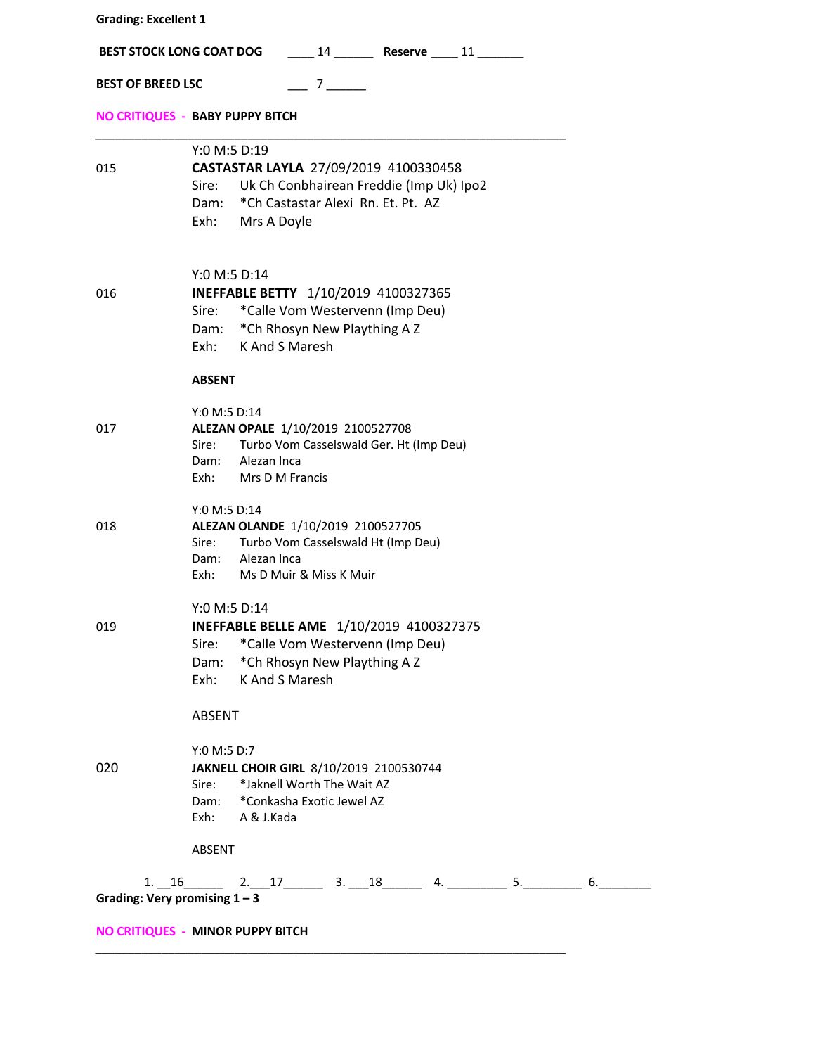**Grading: Excellent 1**

**BEST STOCK LONG COAT DOG** ____ 14 ______ **Reserve** ____ 11 _______

**BEST OF BREED LSC** ___ 7 ______

**NO CRITIQUES - BABY PUPPY BITCH**

---

015

Y:0 M:5 D:19
**CASTASTAR LAYLA** 27/09/2019 4100330458
Sire: Uk Ch Conbhairean Freddie (Imp Uk) Ipo2
Dam: *Ch Castastar Alexi Rn. Et. Pt. AZ
Exh: Mrs A Doyle

016

Y:0 M:5 D:14
**INEFFABLE BETTY** 1/10/2019 4100327365
Sire: *Calle Vom Westervenn (Imp Deu)
Dam: *Ch Rhosyn New Plaything A Z
Exh: K And S Maresh

**ABSENT**

017

Y:0 M:5 D:14
**ALEZAN OPALE** 1/10/2019 2100527708
Sire: Turbo Vom Casselswald Ger. Ht (Imp Deu)
Dam: Alezan Inca
Exh: Mrs D M Francis

018

Y:0 M:5 D:14
**ALEZAN OLANDE** 1/10/2019 2100527705
Sire: Turbo Vom Casselswald Ht (Imp Deu)
Dam: Alezan Inca
Exh: Ms D Muir & Miss K Muir

019

Y:0 M:5 D:14
**INEFFABLE BELLE AME** 1/10/2019 4100327375
Sire: *Calle Vom Westervenn (Imp Deu)
Dam: *Ch Rhosyn New Plaything A Z
Exh: K And S Maresh

ABSENT

020

Y:0 M:5 D:7
**JAKNELL CHOIR GIRL** 8/10/2019 2100530744
Sire: *Jaknell Worth The Wait AZ
Dam: *Conkasha Exotic Jewel AZ
Exh: A & J.Kada

ABSENT

1. __16______ 2.___17______ 3. ___18______ 4. _________ 5._________ 6.________

**Grading: Very promising 1 – 3**

**NO CRITIQUES - MINOR PUPPY BITCH**

---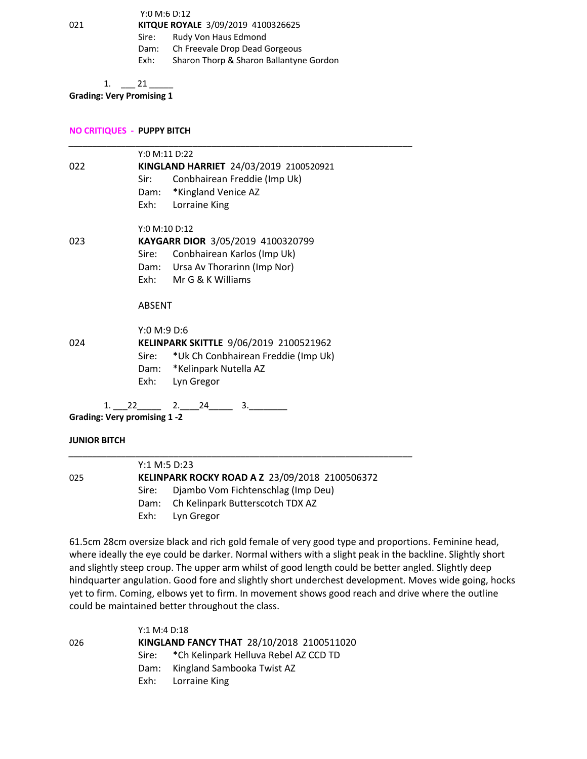Y:0 M:6 D:12

021 **KITQUE ROYALE** 3/09/2019 4100326625

Sire: Rudy Von Haus Edmond
Dam: Ch Freevale Drop Dead Gorgeous
Exh: Sharon Thorp & Sharon Ballantyne Gordon

1. ___ 21 _____

**Grading: Very Promising 1**

**NO CRITIQUES - PUPPY BITCH**

---

Y:0 M:11 D:22

022 **KINGLAND HARRIET** 24/03/2019 2100520921

Sir: Conbhairean Freddie (Imp Uk)
Dam: *Kingland Venice AZ
Exh: Lorraine King

Y:0 M:10 D:12

023 **KAYGARR DIOR** 3/05/2019 4100320799

Sire: Conbhairean Karlos (Imp Uk)
Dam: Ursa Av Thorarinn (Imp Nor)
Exh: Mr G & K Williams

ABSENT

Y:0 M:9 D:6

024 **KELINPARK SKITTLE** 9/06/2019 2100521962

Sire: *Uk Ch Conbhairean Freddie (Imp Uk)
Dam: *Kelinpark Nutella AZ
Exh: Lyn Gregor

1. ___22_____ 2.____24_____ 3.________

**Grading: Very promising 1 -2**

**JUNIOR BITCH**

---

Y:1 M:5 D:23

025 **KELINPARK ROCKY ROAD A Z** 23/09/2018 2100506372

Sire: Djambo Vom Fichtenschlag (Imp Deu)
Dam: Ch Kelinpark Butterscotch TDX AZ
Exh: Lyn Gregor

61.5cm 28cm oversize black and rich gold female of very good type and proportions. Feminine head, where ideally the eye could be darker. Normal withers with a slight peak in the backline. Slightly short and slightly steep croup. The upper arm whilst of good length could be better angled. Slightly deep hindquarter angulation. Good fore and slightly short underchest development. Moves wide going, hocks yet to firm. Coming, elbows yet to firm. In movement shows good reach and drive where the outline could be maintained better throughout the class.

Y:1 M:4 D:18

026 **KINGLAND FANCY THAT** 28/10/2018 2100511020

Sire: *Ch Kelinpark Helluva Rebel AZ CCD TD
Dam: Kingland Sambooka Twist AZ
Exh: Lorraine King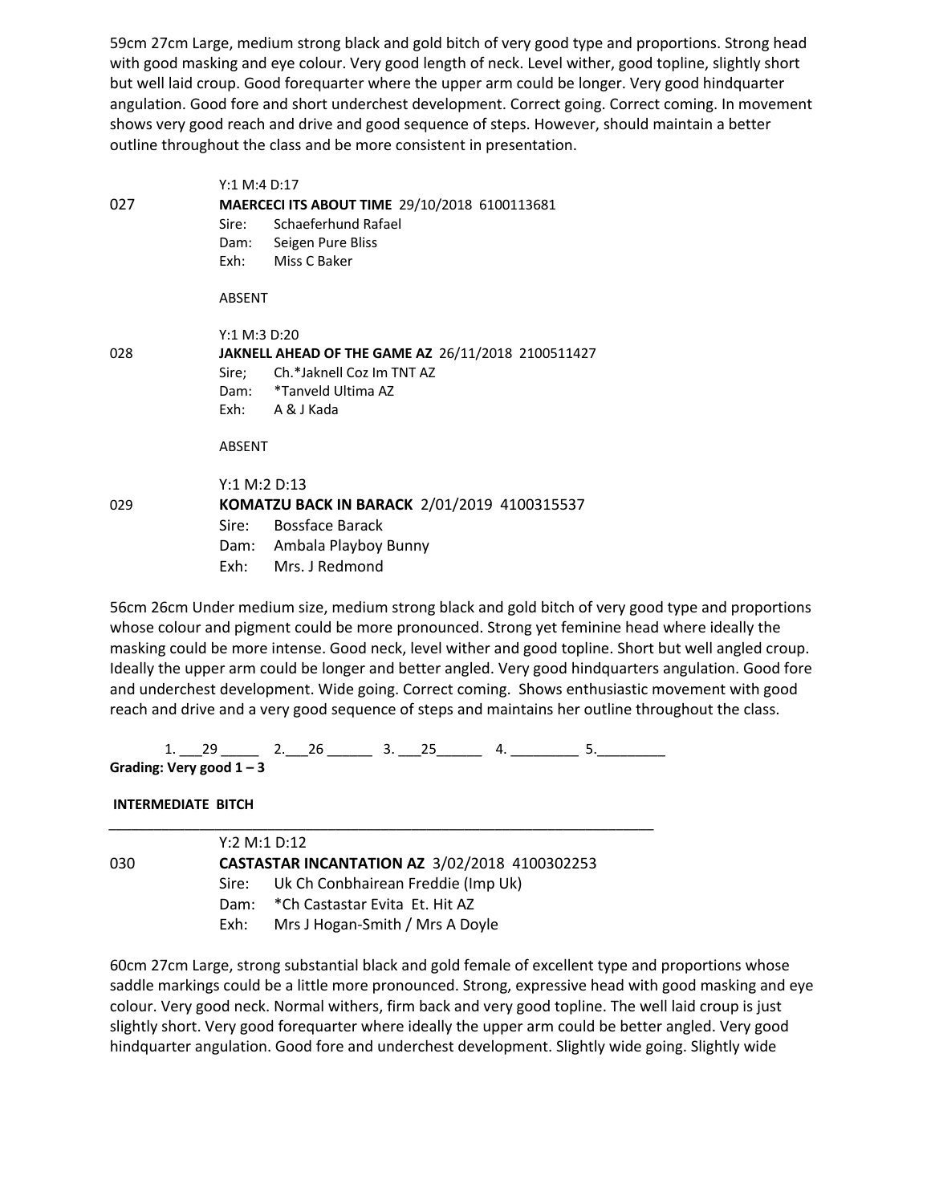59cm 27cm Large, medium strong black and gold bitch of very good type and proportions. Strong head with good masking and eye colour. Very good length of neck. Level wither, good topline, slightly short but well laid croup. Good forequarter where the upper arm could be longer. Very good hindquarter angulation. Good fore and short underchest development. Correct going. Correct coming. In movement shows very good reach and drive and good sequence of steps. However, should maintain a better outline throughout the class and be more consistent in presentation.

Y:1 M:4 D:17

027 **MAERCECI ITS ABOUT TIME** 29/10/2018 6100113681
Sire: Schaeferhund Rafael
Dam: Seigen Pure Bliss
Exh: Miss C Baker

ABSENT

Y:1 M:3 D:20

028 **JAKNELL AHEAD OF THE GAME AZ** 26/11/2018 2100511427
Sire; Ch.*Jaknell Coz Im TNT AZ
Dam: *Tanveld Ultima AZ
Exh: A & J Kada

ABSENT

Y:1 M:2 D:13

029 **KOMATZU BACK IN BARACK** 2/01/2019 4100315537
Sire: Bossface Barack
Dam: Ambala Playboy Bunny
Exh: Mrs. J Redmond

56cm 26cm Under medium size, medium strong black and gold bitch of very good type and proportions whose colour and pigment could be more pronounced. Strong yet feminine head where ideally the masking could be more intense. Good neck, level wither and good topline. Short but well angled croup. Ideally the upper arm could be longer and better angled. Very good hindquarters angulation. Good fore and underchest development. Wide going. Correct coming. Shows enthusiastic movement with good reach and drive and a very good sequence of steps and maintains her outline throughout the class.

1. 29 2. 26 3. 25 4. ______ 5. ______

**Grading: Very good 1 – 3**

**INTERMEDIATE BITCH**

Y:2 M:1 D:12

030 **CASTASTAR INCANTATION AZ** 3/02/2018 4100302253
Sire: Uk Ch Conbhairean Freddie (Imp Uk)
Dam: *Ch Castastar Evita Et. Hit AZ
Exh: Mrs J Hogan-Smith / Mrs A Doyle

60cm 27cm Large, strong substantial black and gold female of excellent type and proportions whose saddle markings could be a little more pronounced. Strong, expressive head with good masking and eye colour. Very good neck. Normal withers, firm back and very good topline. The well laid croup is just slightly short. Very good forequarter where ideally the upper arm could be better angled. Very good hindquarter angulation. Good fore and underchest development. Slightly wide going. Slightly wide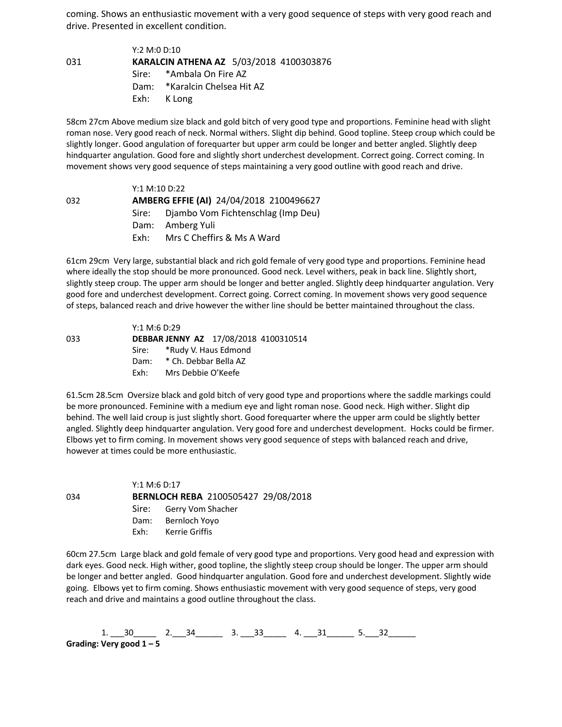coming. Shows an enthusiastic movement with a very good sequence of steps with very good reach and drive. Presented in excellent condition.

Y:2 M:0 D:10

031 **KARALCIN ATHENA AZ** 5/03/2018 4100303876

Sire: *Ambala On Fire AZ

Dam: *Karalcin Chelsea Hit AZ

Exh: K Long

58cm 27cm Above medium size black and gold bitch of very good type and proportions. Feminine head with slight roman nose. Very good reach of neck. Normal withers. Slight dip behind. Good topline. Steep croup which could be slightly longer. Good angulation of forequarter but upper arm could be longer and better angled. Slightly deep hindquarter angulation. Good fore and slightly short underchest development. Correct going. Correct coming. In movement shows very good sequence of steps maintaining a very good outline with good reach and drive.

Y:1 M:10 D:22

032 **AMBERG EFFIE (AI)** 24/04/2018 2100496627

Sire: Djambo Vom Fichtenschlag (Imp Deu)

Dam: Amberg Yuli

Exh: Mrs C Cheffirs & Ms A Ward

61cm 29cm Very large, substantial black and rich gold female of very good type and proportions. Feminine head where ideally the stop should be more pronounced. Good neck. Level withers, peak in back line. Slightly short, slightly steep croup. The upper arm should be longer and better angled. Slightly deep hindquarter angulation. Very good fore and underchest development. Correct going. Correct coming. In movement shows very good sequence of steps, balanced reach and drive however the wither line should be better maintained throughout the class.

Y:1 M:6 D:29

033 **DEBBAR JENNY AZ** 17/08/2018 4100310514

Sire: *Rudy V. Haus Edmond

Dam: * Ch. Debbar Bella AZ

Exh: Mrs Debbie O'Keefe

61.5cm 28.5cm Oversize black and gold bitch of very good type and proportions where the saddle markings could be more pronounced. Feminine with a medium eye and light roman nose. Good neck. High wither. Slight dip behind. The well laid croup is just slightly short. Good forequarter where the upper arm could be slightly better angled. Slightly deep hindquarter angulation. Very good fore and underchest development. Hocks could be firmer. Elbows yet to firm coming. In movement shows very good sequence of steps with balanced reach and drive, however at times could be more enthusiastic.

Y:1 M:6 D:17

034 **BERNLOCH REBA** 2100505427 29/08/2018

Sire: Gerry Vom Shacher

Dam: Bernloch Yoyo

Exh: Kerrie Griffis

60cm 27.5cm Large black and gold female of very good type and proportions. Very good head and expression with dark eyes. Good neck. High wither, good topline, the slightly steep croup should be longer. The upper arm should be longer and better angled. Good hindquarter angulation. Good fore and underchest development. Slightly wide going. Elbows yet to firm coming. Shows enthusiastic movement with very good sequence of steps, very good reach and drive and maintains a good outline throughout the class.

1. ___30_____ 2.___34______ 3. ___33_____ 4. ___31______ 5.___32______

**Grading: Very good 1 – 5**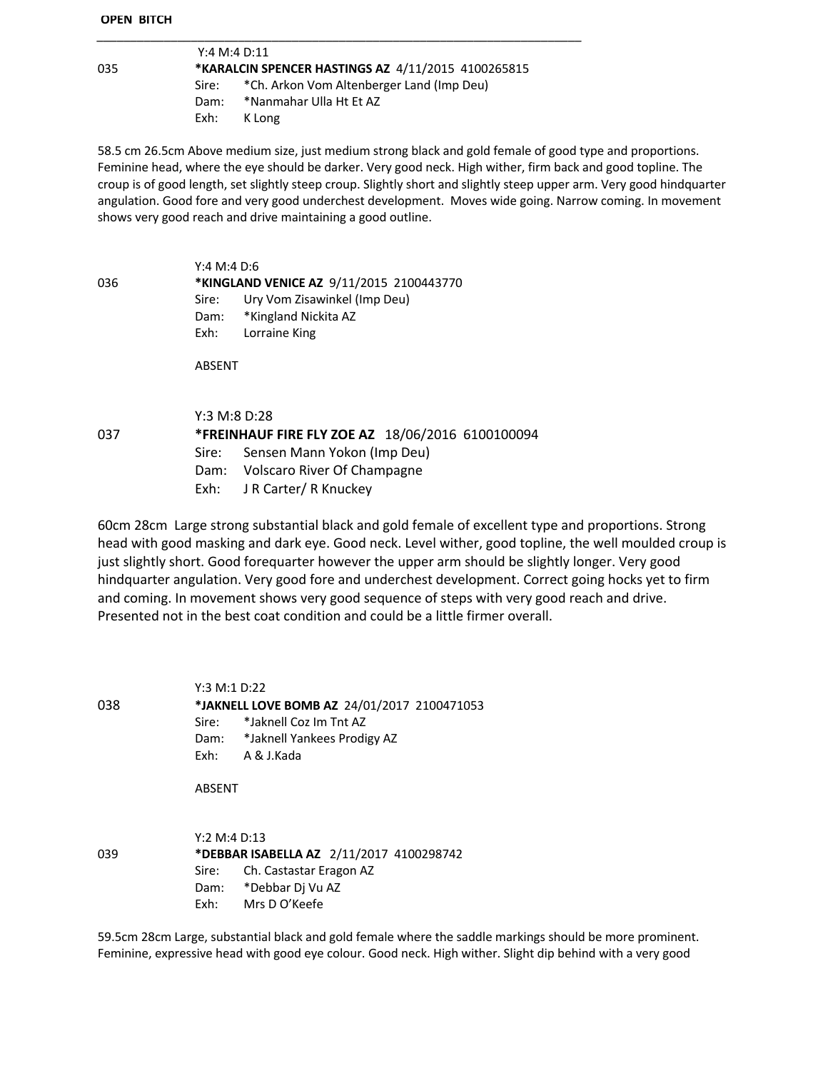**OPEN BITCH**

---

Y:4 M:4 D:11

035 **\*KARALCIN SPENCER HASTINGS AZ** 4/11/2015 4100265815

Sire: \*Ch. Arkon Vom Altenberger Land (Imp Deu)

Dam: \*Nanmahar Ulla Ht Et AZ

Exh: K Long

58.5 cm 26.5cm Above medium size, just medium strong black and gold female of good type and proportions. Feminine head, where the eye should be darker. Very good neck. High wither, firm back and good topline. The croup is of good length, set slightly steep croup. Slightly short and slightly steep upper arm. Very good hindquarter angulation. Good fore and very good underchest development. Moves wide going. Narrow coming. In movement shows very good reach and drive maintaining a good outline.

Y:4 M:4 D:6

036 **\*KINGLAND VENICE AZ** 9/11/2015 2100443770

Sire: Ury Vom Zisawinkel (Imp Deu)

Dam: \*Kingland Nickita AZ

Exh: Lorraine King

ABSENT

Y:3 M:8 D:28

037 **\*FREINHAUF FIRE FLY ZOE AZ** 18/06/2016 6100100094

Sire: Sensen Mann Yokon (Imp Deu)

Dam: Volscaro River Of Champagne

Exh: J R Carter/ R Knuckey

60cm 28cm Large strong substantial black and gold female of excellent type and proportions. Strong head with good masking and dark eye. Good neck. Level wither, good topline, the well moulded croup is just slightly short. Good forequarter however the upper arm should be slightly longer. Very good hindquarter angulation. Very good fore and underchest development. Correct going hocks yet to firm and coming. In movement shows very good sequence of steps with very good reach and drive. Presented not in the best coat condition and could be a little firmer overall.

Y:3 M:1 D:22

038 **\*JAKNELL LOVE BOMB AZ** 24/01/2017 2100471053

Sire: \*Jaknell Coz Im Tnt AZ

Dam: \*Jaknell Yankees Prodigy AZ

Exh: A & J.Kada

ABSENT

Y:2 M:4 D:13

039 **\*DEBBAR ISABELLA AZ** 2/11/2017 4100298742

Sire: Ch. Castastar Eragon AZ

Dam: \*Debbar Dj Vu AZ

Exh: Mrs D O'Keefe

59.5cm 28cm Large, substantial black and gold female where the saddle markings should be more prominent. Feminine, expressive head with good eye colour. Good neck. High wither. Slight dip behind with a very good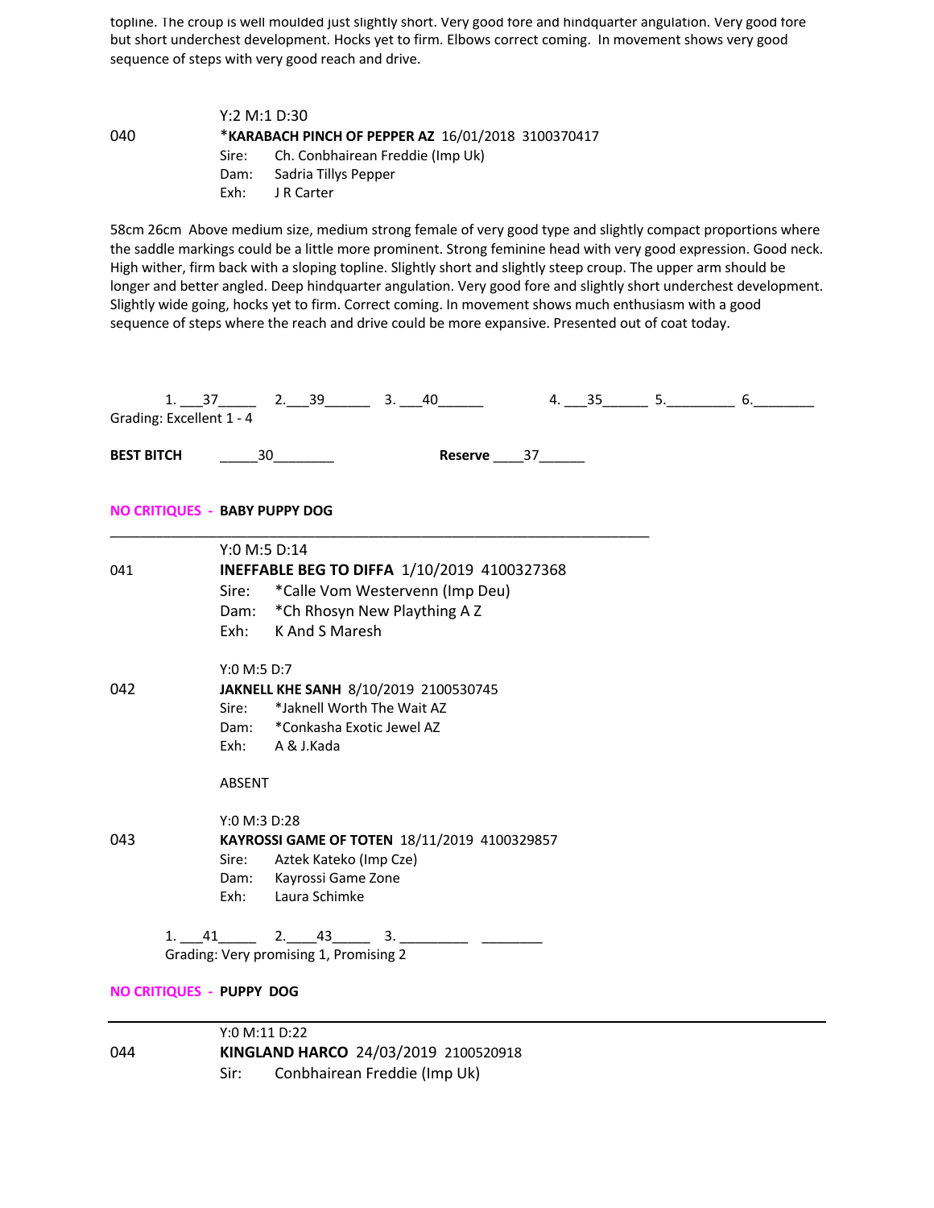topline. The croup is well moulded just slightly short. Very good fore and hindquarter angulation. Very good fore but short underchest development. Hocks yet to firm. Elbows correct coming. In movement shows very good sequence of steps with very good reach and drive.

Y:2 M:1 D:30

040 *__KARABACH PINCH OF PEPPER AZ__ 16/01/2018 3100370417

Sire: Ch. Conbhairean Freddie (Imp Uk)

Dam: Sadria Tillys Pepper

Exh: J R Carter

58cm 26cm Above medium size, medium strong female of very good type and slightly compact proportions where the saddle markings could be a little more prominent. Strong feminine head with very good expression. Good neck. High wither, firm back with a sloping topline. Slightly short and slightly steep croup. The upper arm should be longer and better angled. Deep hindquarter angulation. Very good fore and slightly short underchest development. Slightly wide going, hocks yet to firm. Correct coming. In movement shows much enthusiasm with a good sequence of steps where the reach and drive could be more expansive. Presented out of coat today.

1. 37 2. 39 3. 40 4. 35 5. ____ 6. ____

Grading: Excellent 1 - 4

**BEST BITCH** 30 **Reserve** 37

**NO CRITIQUES - BABY PUPPY DOG**

Y:0 M:5 D:14

041 **INEFFABLE BEG TO DIFFA** 1/10/2019 4100327368

Sire: *Calle Vom Westervenn (Imp Deu)

Dam: *Ch Rhosyn New Plaything A Z

Exh: K And S Maresh

Y:0 M:5 D:7

042 **JAKNELL KHE SANH** 8/10/2019 2100530745

Sire: *Jaknell Worth The Wait AZ

Dam: *Conkasha Exotic Jewel AZ

Exh: A & J.Kada

ABSENT

Y:0 M:3 D:28

043 **KAYROSSI GAME OF TOTEN** 18/11/2019 4100329857

Sire: Aztek Kateko (Imp Cze)

Dam: Kayrossi Game Zone

Exh: Laura Schimke

1. 41 2. 43 3. ____ ____

Grading: Very promising 1, Promising 2

**NO CRITIQUES - PUPPY DOG**

Y:0 M:11 D:22

044 **KINGLAND HARCO** 24/03/2019 2100520918

Sir: Conbhairean Freddie (Imp Uk)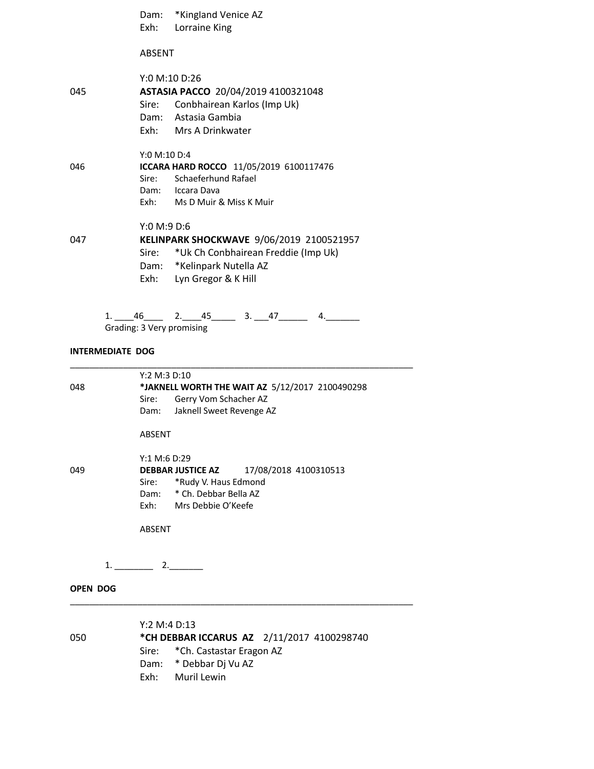Dam: *Kingland Venice AZ
Exh: Lorraine King

ABSENT

Y:0 M:10 D:26

045 **ASTASIA PACCO** 20/04/2019 4100321048
Sire: Conbhairean Karlos (Imp Uk)
Dam: Astasia Gambia
Exh: Mrs A Drinkwater

Y:0 M:10 D:4

046 **ICCARA HARD ROCCO** 11/05/2019 6100117476
Sire: Schaeferhund Rafael
Dam: Iccara Dava
Exh: Ms D Muir & Miss K Muir

Y:0 M:9 D:6

047 **KELINPARK SHOCKWAVE** 9/06/2019 2100521957
Sire: *Uk Ch Conbhairean Freddie (Imp Uk)
Dam: *Kelinpark Nutella AZ
Exh: Lyn Gregor & K Hill

1. ____46____ 2.____45_____ 3. ___47______ 4._______
Grading: 3 Very promising

**INTERMEDIATE DOG**

---

Y:2 M:3 D:10

048 ***JAKNELL WORTH THE WAIT AZ** 5/12/2017 2100490298
Sire: Gerry Vom Schacher AZ
Dam: Jaknell Sweet Revenge AZ

ABSENT

Y:1 M:6 D:29

049 **DEBBAR JUSTICE AZ** 17/08/2018 4100310513
Sire: *Rudy V. Haus Edmond
Dam: * Ch. Debbar Bella AZ
Exh: Mrs Debbie O'Keefe

ABSENT

1. ________ 2._______

**OPEN DOG**

---

Y:2 M:4 D:13

050 ***CH DEBBAR ICCARUS AZ** 2/11/2017 4100298740
Sire: *Ch. Castastar Eragon AZ
Dam: * Debbar Dj Vu AZ
Exh: Muril Lewin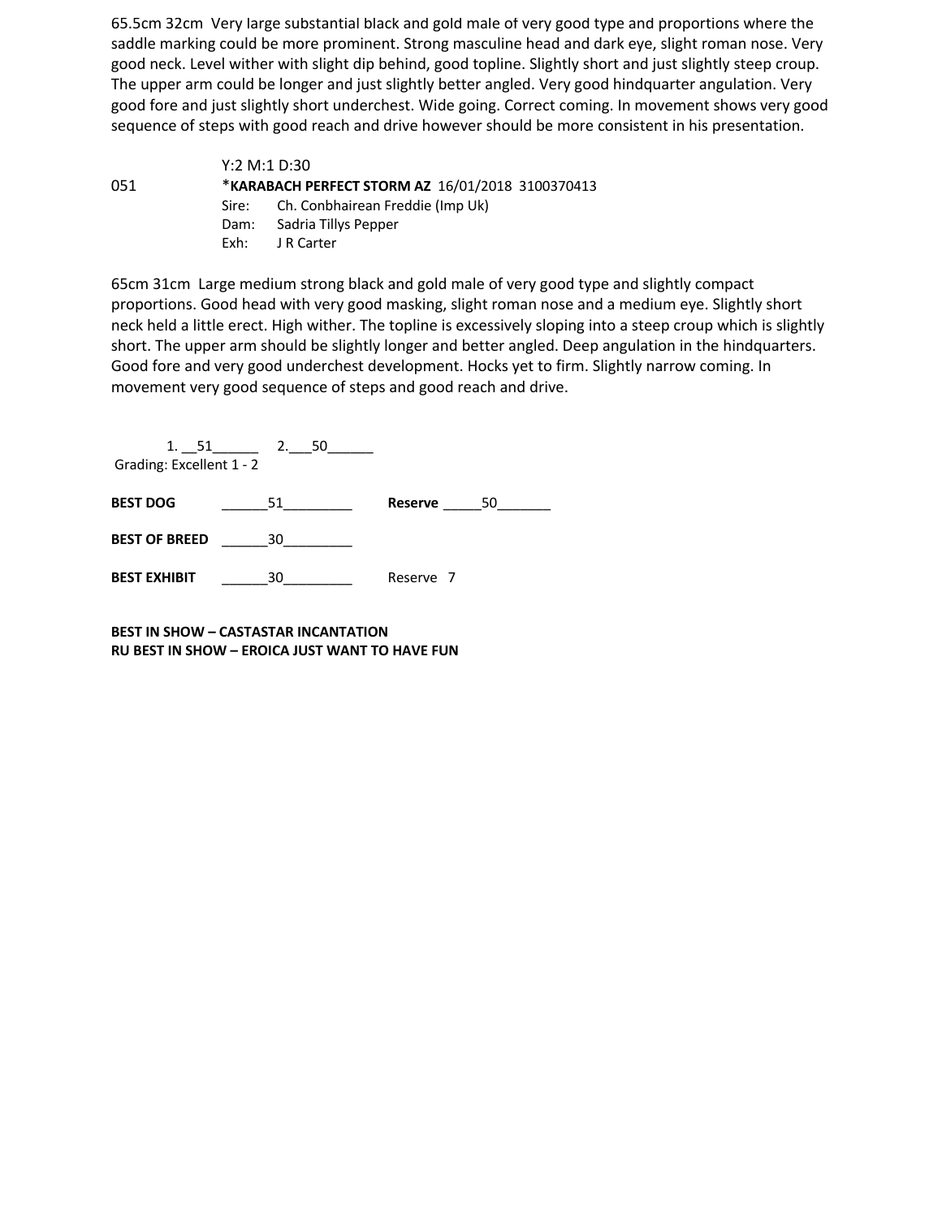65.5cm 32cm  Very large substantial black and gold male of very good type and proportions where the saddle marking could be more prominent. Strong masculine head and dark eye, slight roman nose. Very good neck. Level wither with slight dip behind, good topline. Slightly short and just slightly steep croup. The upper arm could be longer and just slightly better angled. Very good hindquarter angulation. Very good fore and just slightly short underchest. Wide going. Correct coming. In movement shows very good sequence of steps with good reach and drive however should be more consistent in his presentation.

Y:2 M:1 D:30

051 *​**KARABACH PERFECT STORM AZ** 16/01/2018 3100370413

Sire: Ch. Conbhairean Freddie (Imp Uk)

Dam: Sadria Tillys Pepper

Exh: J R Carter

65cm 31cm  Large medium strong black and gold male of very good type and slightly compact proportions. Good head with very good masking, slight roman nose and a medium eye. Slightly short neck held a little erect. High wither. The topline is excessively sloping into a steep croup which is slightly short. The upper arm should be slightly longer and better angled. Deep angulation in the hindquarters. Good fore and very good underchest development. Hocks yet to firm. Slightly narrow coming. In movement very good sequence of steps and good reach and drive.

1. __51______ 2.___50______

Grading: Excellent 1 - 2

**BEST DOG** ______51_________ **Reserve** _____50_______

**BEST OF BREED** ______30_________

**BEST EXHIBIT** ______30_________ Reserve 7

**BEST IN SHOW – CASTASTAR INCANTATION**

**RU BEST IN SHOW – EROICA JUST WANT TO HAVE FUN**